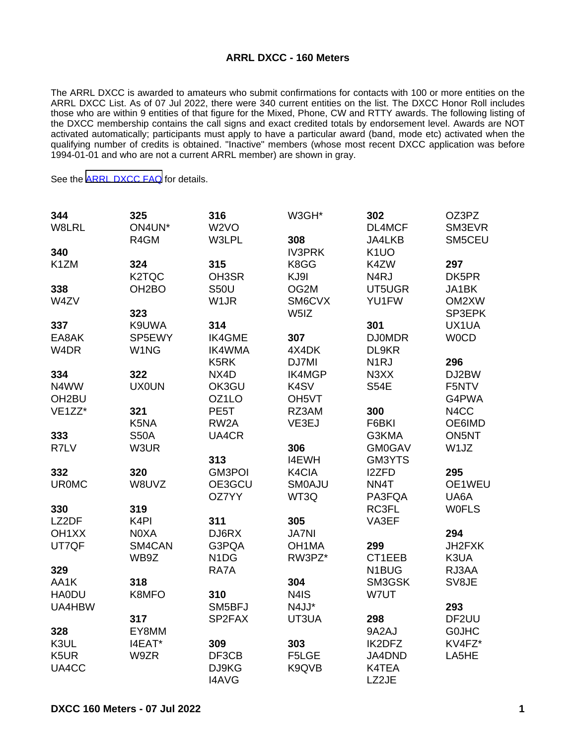# ARRL DXCC - 160 Meters

The ARRL DXCC is awarded to amateurs who submit confirmations for contacts with 100 or more entities on the ARRL DXCC List. As of 07 Jul 2022, there were 340 current entities on the list. The DXCC Honor Roll includes those who are within 9 entities of that figure for the Mixed, Phone, CW and RTTY awards. The following listing of the DXCC membership contains the call signs and exact credited totals by endorsement level. Awards are NOT activated automatically; participants must apply to have a particular award (band, mode etc) activated when the qualifying number of credits is obtained. "Inactive" members (whose most recent DXCC application was before 1994-01-01 and who are not a current ARRL member) are shown in gray.

See the [ARRL DXCC FAQ] for details.

**344**
W8LRL

**340**
K1ZM

**338**
W4ZV

**337**
EA8AK
W4DR

**334**
N4WW
OH2BU
VE1ZZ*

**333**
R7LV

**332**
UR0MC

**330**
LZ2DF
OH1XX
UT7QF

**329**
AA1K
HA0DU
UA4HBW

**328**
K3UL
K5UR
UA4CC

**325**
ON4UN*
R4GM

**324**
K2TQC
OH2BO

**323**
K9UWA
SP5EWY
W1NG

**322**
UX0UN

**321**
K5NA
S50A
W3UR

**320**
W8UVZ

**319**
K4PI
N0XA
SM4CAN
WB9Z

**318**
K8MFO

**317**
EY8MM
I4EAT*
W9ZR

**316**
W2VO
W3LPL

**315**
OH3SR
S50U
W1JR

**314**
IK4GME
IK4WMA
K5RK
NX4D
OK3GU
OZ1LO
PE5T
RW2A
UA4CR

**313**
GM3POI
OE3GCU
OZ7YY

**311**
DJ6RX
G3PQA
N1DG
RA7A

**310**
SM5BFJ
SP2FAX

**309**
DF3CB
DJ9KG
I4AVG
W3GH*

**308**
IV3PRK
K8GG
KJ9I
OG2M
SM6CVX
W5IZ

**307**
4X4DK
DJ7MI
IK4MGP
K4SV
OH5VT
RZ3AM
VE3EJ

**306**
I4EWH
K4CIA
SM0AJU
WT3Q

**305**
JA7NI
OH1MA
RW3PZ*

**304**
N4IS
N4JJ*
UT3UA

**303**
F5LGE
K9QVB

**302**
DL4MCF
JA4LKB
K1UO
K4ZW
N4RJ
UT5UGR
YU1FW

**301**
DJ0MDR
DL9KR
N1RJ
N3XX
S54E

**300**
F6BKI
G3KMA
GM0GAV
GM3YTS
I2ZFD
NN4T
PA3FQA
RC3FL
VA3EF

**299**
CT1EEB
N1BUG
SM3GSK
W7UT

**298**
9A2AJ
IK2DFZ
JA4DND
K4TEA
LZ2JE
OZ3PZ
SM3EVR
SM5CEU

**297**
DK5PR
JA1BK
OM2XW
SP3EPK
UX1UA
W0CD

**296**
DJ2BW
F5NTV
G4PWA
N4CC
OE6IMD
ON5NT
W1JZ

**295**
OE1WEU
UA6A
W0FLS

**294**
JH2FXK
K3UA
RJ3AA
SV8JE

**293**
DF2UU
G0JHC
KV4FZ*
LA5HE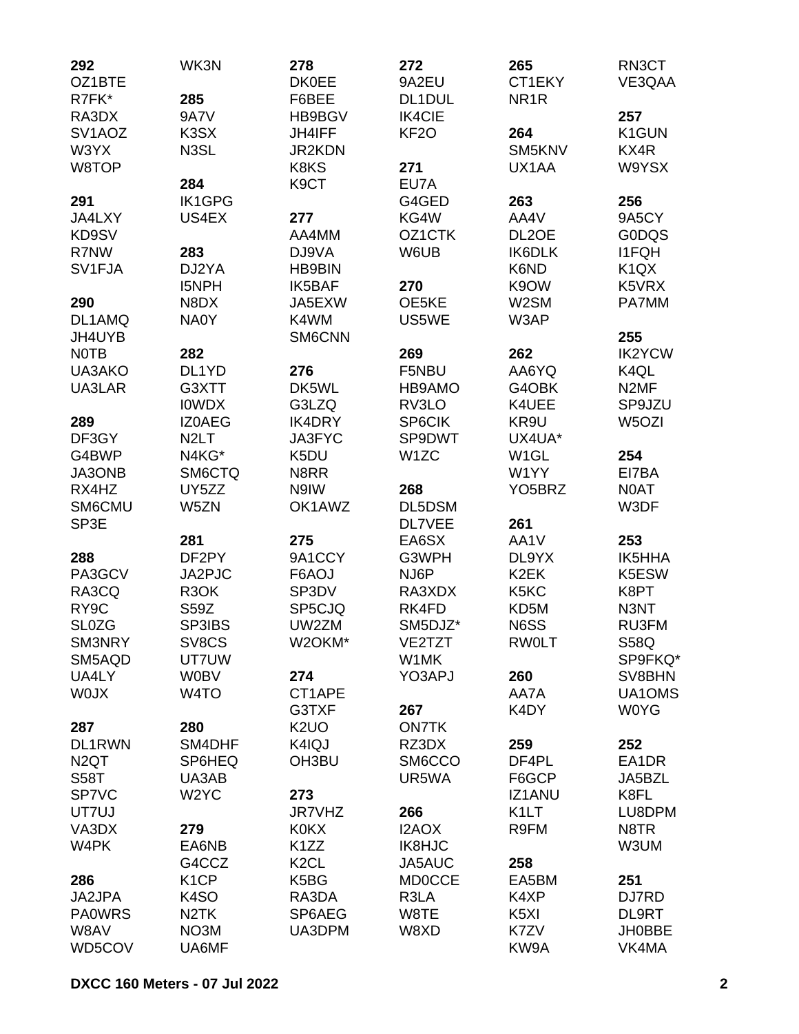**292**
OZ1BTE
R7FK*
RA3DX
SV1AOZ
W3YX
W8TOP

**291**
JA4LXY
KD9SV
R7NW
SV1FJA

**290**
DL1AMQ
JH4UYB
N0TB
UA3AKO
UA3LAR

**289**
DF3GY
G4BWP
JA3ONB
RX4HZ
SM6CMU
SP3E

**288**
PA3GCV
RA3CQ
RY9C
SL0ZG
SM3NRY
SM5AQD
UA4LY
W0JX

**287**
DL1RWN
N2QT
S58T
SP7VC
UT7UJ
VA3DX
W4PK

**286**
JA2JPA
PA0WRS
W8AV
WD5COV
WK3N

**285**
9A7V
K3SX
N3SL

**284**
IK1GPG
US4EX

**283**
DJ2YA
I5NPH
N8DX
NA0Y

**282**
DL1YD
G3XTT
I0WDX
IZ0AEG
N2LT
N4KG*
SM6CTQ
UY5ZZ
W5ZN

**281**
DF2PY
JA2PJC
R3OK
S59Z
SP3IBS
SV8CS
UT7UW
W0BV
W4TO

**280**
SM4DHF
SP6HEQ
UA3AB
W2YC

**279**
EA6NB
G4CCZ
K1CP
K4SO
N2TK
NO3M
UA6MF

**278**
DK0EE
F6BEE
HB9BGV
JH4IFF
JR2KDN
K8KS
K9CT

**277**
AA4MM
DJ9VA
HB9BIN
IK5BAF
JA5EXW
K4WM
SM6CNN

**276**
DK5WL
G3LZQ
IK4DRY
JA3FYC
K5DU
N8RR
N9IW
OK1AWZ

**275**
9A1CCY
F6AOJ
SP3DV
SP5CJQ
UW2ZM
W2OKM*

**274**
CT1APE
G3TXF
K2UO
K4IQJ
OH3BU

**273**
JR7VHZ
K0KX
K1ZZ
K2CL
K5BG
RA3DA
SP6AEG
UA3DPM

**272**
9A2EU
DL1DUL
IK4CIE
KF2O

**271**
EU7A
G4GED
KG4W
OZ1CTK
W6UB

**270**
OE5KE
US5WE

**269**
F5NBU
HB9AMO
RV3LO
SP6CIK
SP9DWT
W1ZC

**268**
DL5DSM
DL7VEE
EA6SX
G3WPH
NJ6P
RA3XDX
RK4FD
SM5DJZ*
VE2TZT
W1MK
YO3APJ

**267**
ON7TK
RZ3DX
SM6CCO
UR5WA

**266**
I2AOX
IK8HJC
JA5AUC
MD0CCE
R3LA
W8TE
W8XD

**265**
CT1EKY
NR1R

**264**
SM5KNV
UX1AA

**263**
AA4V
DL2OE
IK6DLK
K6ND
K9OW
W2SM
W3AP

**262**
AA6YQ
G4OBK
K4UEE
KR9U
UX4UA*
W1GL
W1YY
YO5BRZ

**261**
AA1V
DL9YX
K2EK
K5KC
KD5M
N6SS
RW0LT

**260**
AA7A
K4DY

**259**
DF4PL
F6GCP
IZ1ANU
K1LT
R9FM

**258**
EA5BM
K4XP
K5XI
K7ZV
KW9A
RN3CT
VE3QAA

**257**
K1GUN
KX4R
W9YSX

**256**
9A5CY
G0DQS
I1FQH
K1QX
K5VRX
PA7MM

**255**
IK2YCW
K4QL
N2MF
SP9JZU
W5OZI

**254**
EI7BA
N0AT
W3DF

**253**
IK5HHA
K5ESW
K8PT
N3NT
RU3FM
S58Q
SP9FKQ*
SV8BHN
UA1OMS
W0YG

**252**
EA1DR
JA5BZL
K8FL
LU8DPM
N8TR
W3UM

**251**
DJ7RD
DL9RT
JH0BBE
VK4MA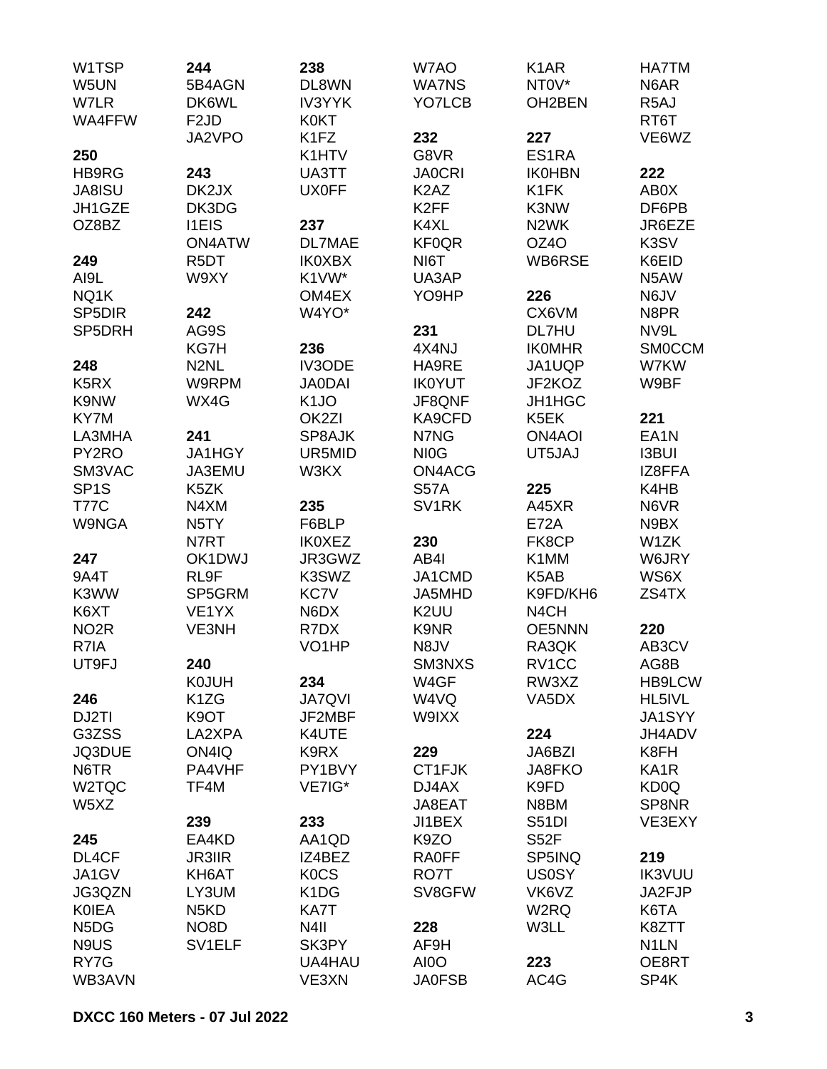W1TSP
W5UN
W7LR
WA4FFW

**250**
HB9RG
JA8ISU
JH1GZE
OZ8BZ

**249**
AI9L
NQ1K
SP5DIR
SP5DRH

**248**
K5RX
K9NW
KY7M
LA3MHA
PY2RO
SM3VAC
SP1S
T77C
W9NGA

**247**
9A4T
K3WW
K6XT
NO2R
R7IA
UT9FJ

**246**
DJ2TI
G3ZSS
JQ3DUE
N6TR
W2TQC
W5XZ

**245**
DL4CF
JA1GV
JG3QZN
K0IEA
N5DG
N9US
RY7G
WB3AVN

**244**
5B4AGN
DK6WL
F2JD
JA2VPO

**243**
DK2JX
DK3DG
I1EIS
ON4ATW
R5DT
W9XY

**242**
AG9S
KG7H
N2NL
W9RPM
WX4G

**241**
JA1HGY
JA3EMU
K5ZK
N4XM
N5TY
N7RT
OK1DWJ
RL9F
SP5GRM
VE1YX
VE3NH

**240**
K0JUH
K1ZG
K9OT
LA2XPA
ON4IQ
PA4VHF
TF4M

**239**
EA4KD
JR3IIR
KH6AT
LY3UM
N5KD
NO8D
SV1ELF

**238**
DL8WN
IV3YYK
K0KT
K1FZ
K1HTV
UA3TT
UX0FF

**237**
DL7MAE
IK0XBX
K1VW*
OM4EX
W4YO*

**236**
IV3ODE
JA0DAI
K1JO
OK2ZI
SP8AJK
UR5MID
W3KX

**235**
F6BLP
IK0XEZ
JR3GWZ
K3SWZ
KC7V
N6DX
R7DX
VO1HP

**234**
JA7QVI
JF2MBF
K4UTE
K9RX
PY1BVY
VE7IG*

**233**
AA1QD
IZ4BEZ
K0CS
K1DG
KA7T
N4II
SK3PY
UA4HAU
VE3XN

W7AO
WA7NS
YO7LCB

**232**
G8VR
JA0CRI
K2AZ
K2FF
K4XL
KF0QR
NI6T
UA3AP
YO9HP

**231**
4X4NJ
HA9RE
IK0YUT
JF8QNF
KA9CFD
N7NG
NI0G
ON4ACG
S57A
SV1RK

**230**
AB4I
JA1CMD
JA5MHD
K2UU
K9NR
N8JV
SM3NXS
W4GF
W4VQ
W9IXX

**229**
CT1FJK
DJ4AX
JA8EAT
JI1BEX
K9ZO
RA0FF
RO7T
SV8GFW

**228**
AF9H
AI0O
JA0FSB

K1AR
NT0V*
OH2BEN

**227**
ES1RA
IK0HBN
K1FK
K3NW
N2WK
OZ4O
WB6RSE

**226**
CX6VM
DL7HU
IK0MHR
JA1UQP
JF2KOZ
JH1HGC
K5EK
ON4AOI
UT5JAJ

**225**
A45XR
E72A
FK8CP
K1MM
K5AB
K9FD/KH6
N4CH
OE5NNN
RA3QK
RV1CC
RW3XZ
VA5DX

**224**
JA6BZI
JA8FKO
K9FD
N8BM
S51DI
S52F
SP5INQ
US0SY
VK6VZ
W2RQ
W3LL

**223**
AC4G

HA7TM
N6AR
R5AJ
RT6T
VE6WZ

**222**
AB0X
DF6PB
JR6EZE
K3SV
K6EID
N5AW
N6JV
N8PR
NV9L
SM0CCM
W7KW
W9BF

**221**
EA1N
I3BUI
IZ8FFA
K4HB
N6VR
N9BX
W1ZK
W6JRY
WS6X
ZS4TX

**220**
AB3CV
AG8B
HB9LCW
HL5IVL
JA1SYY
JH4ADV
K8FH
KA1R
KD0Q
SP8NR
VE3EXY

**219**
IK3VUU
JA2FJP
K6TA
K8ZTT
N1LN
OE8RT
SP4K

**DXCC 160 Meters - 07 Jul 2022**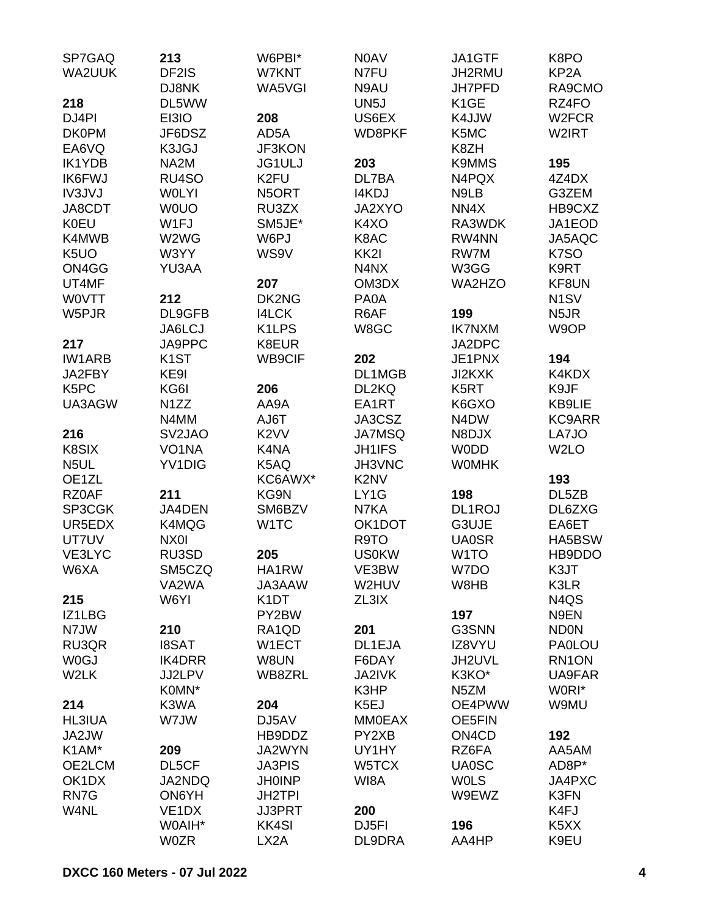SP7GAQ
WA2UUK

**218**
DJ4PI
DK0PM
EA6VQ
IK1YDB
IK6FWJ
IV3JVJ
JA8CDT
K0EU
K4MWB
K5UO
ON4GG
UT4MF
W0VTT
W5PJR

**217**
IW1ARB
JA2FBY
K5PC
UA3AGW

**216**
K8SIX
N5UL
OE1ZL
RZ0AF
SP3CGK
UR5EDX
UT7UV
VE3LYC
W6XA

**215**
IZ1LBG
N7JW
RU3QR
W0GJ
W2LK

**214**
HL3IUA
JA2JW
K1AM*
OE2LCM
OK1DX
RN7G
W4NL

**213**
DF2IS
DJ8NK
DL5WW
EI3IO
JF6DSZ
K3JGJ
NA2M
RU4SO
W0LYI
W0UO
W1FJ
W2WG
W3YY
YU3AA

**212**
DL9GFB
JA6LCJ
JA9PPC
K1ST
KE9I
KG6I
N1ZZ
N4MM
SV2JAO
VO1NA
YV1DIG

**211**
JA4DEN
K4MQG
NX0I
RU3SD
SM5CZQ
VA2WA
W6YI

**210**
I8SAT
IK4DRR
JJ2LPV
K0MN*
K3WA
W7JW

**209**
DL5CF
JA2NDQ
ON6YH
VE1DX
W0AIH*
W0ZR

W6PBI*
W7KNT
WA5VGI

**208**
AD5A
JF3KON
JG1ULJ
K2FU
N5ORT
RU3ZX
SM5JE*
W6PJ
WS9V

**207**
DK2NG
I4LCK
K1LPS
K8EUR
WB9CIF

**206**
AA9A
AJ6T
K2VV
K4NA
K5AQ
KC6AWX*
KG9N
SM6BZV
W1TC

**205**
HA1RW
JA3AAW
K1DT
PY2BW
RA1QD
W1ECT
W8UN
WB8ZRL

**204**
DJ5AV
HB9DDZ
JA2WYN
JA3PIS
JH0INP
JH2TPI
JJ3PRT
KK4SI
LX2A

N0AV
N7FU
N9AU
UN5J
US6EX
WD8PKF

**203**
DL7BA
I4KDJ
JA2XYO
K4XO
K8AC
KK2I
N4NX
OM3DX
PA0A
R6AF
W8GC

**202**
DL1MGB
DL2KQ
EA1RT
JA3CSZ
JA7MSQ
JH1IFS
JH3VNC
K2NV
LY1G
N7KA
OK1DOT
R9TO
US0KW
VE3BW
W2HUV
ZL3IX

**201**
DL1EJA
F6DAY
JA2IVK
K3HP
K5EJ
MM0EAX
PY2XB
UY1HY
W5TCX
WI8A

**200**
DJ5FI
DL9DRA

JA1GTF
JH2RMU
JH7PFD
K1GE
K4JJW
K5MC
K8ZH
K9MMS
N4PQX
N9LB
NN4X
RA3WDK
RW4NN
RW7M
W3GG
WA2HZO

**199**
IK7NXM
JA2DPC
JE1PNX
JI2KXK
K5RT
K6GXO
N4DW
N8DJX
W0DD
W0MHK

**198**
DL1ROJ
G3UJE
UA0SR
W1TO
W7DO
W8HB

**197**
G3SNN
IZ8VYU
JH2UVL
K3KO*
N5ZM
OE4PWW
OE5FIN
ON4CD
RZ6FA
UA0SC
W0LS
W9EWZ

**196**
AA4HP

K8PO
KP2A
RA9CMO
RZ4FO
W2FCR
W2IRT

**195**
4Z4DX
G3ZEM
HB9CXZ
JA1EOD
JA5AQC
K7SO
K9RT
KF8UN
N1SV
N5JR
W9OP

**194**
K4KDX
K9JF
KB9LIE
KC9ARR
LA7JO
W2LO

**193**
DL5ZB
DL6ZXG
EA6ET
HA5BSW
HB9DDO
K3JT
K3LR
N4QS
N9EN
ND0N
PA0LOU
RN1ON
UA9FAR
W0RI*
W9MU

**192**
AA5AM
AD8P*
JA4PXC
K3FN
K4FJ
K5XX
K9EU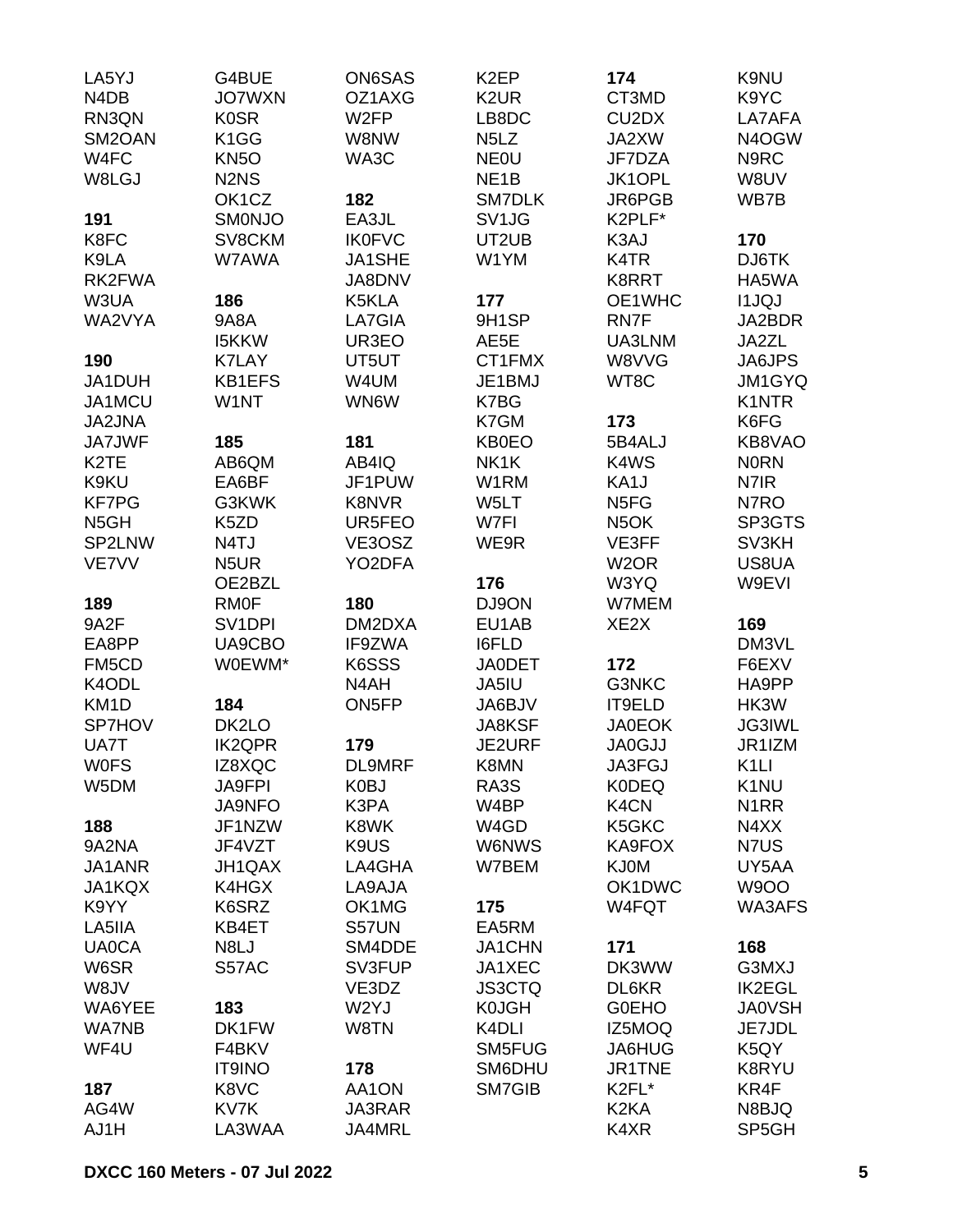LA5YJ
N4DB
RN3QN
SM2OAN
W4FC
W8LGJ

**191**
K8FC
K9LA
RK2FWA
W3UA
WA2VYA

**190**
JA1DUH
JA1MCU
JA2JNA
JA7JWF
K2TE
K9KU
KF7PG
N5GH
SP2LNW
VE7VV

**189**
9A2F
EA8PP
FM5CD
K4ODL
KM1D
SP7HOV
UA7T
W0FS
W5DM

**188**
9A2NA
JA1ANR
JA1KQX
K9YY
LA5IIA
UA0CA
W6SR
W8JV
WA6YEE
WA7NB
WF4U

**187**
AG4W
AJ1H

G4BUE
JO7WXN
K0SR
K1GG
KN5O
N2NS
OK1CZ
SM0NJO
SV8CKM
W7AWA

**186**
9A8A
I5KKW
K7LAY
KB1EFS
W1NT

**185**
AB6QM
EA6BF
G3KWK
K5ZD
N4TJ
N5UR
OE2BZL
RM0F
SV1DPI
UA9CBO
W0EWM*

**184**
DK2LO
IK2QPR
IZ8XQC
JA9FPI
JA9NFO
JF1NZW
JF4VZT
JH1QAX
K4HGX
K6SRZ
KB4ET
N8LJ
S57AC

**183**
DK1FW
F4BKV
IT9INO
K8VC
KV7K
LA3WAA

ON6SAS
OZ1AXG
W2FP
W8NW
WA3C

**182**
EA3JL
IK0FVC
JA1SHE
JA8DNV
K5KLA
LA7GIA
UR3EO
UT5UT
W4UM
WN6W

**181**
AB4IQ
JF1PUW
K8NVR
UR5FEO
VE3OSZ
YO2DFA

**180**
DM2DXA
IF9ZWA
K6SSS
N4AH
ON5FP

**179**
DL9MRF
K0BJ
K3PA
K8WK
K9US
LA4GHA
LA9AJA
OK1MG
S57UN
SM4DDE
SV3FUP
VE3DZ
W2YJ
W8TN

**178**
AA1ON
JA3RAR
JA4MRL

K2EP
K2UR
LB8DC
N5LZ
NE0U
NE1B
SM7DLK
SV1JG
UT2UB
W1YM

**177**
9H1SP
AE5E
CT1FMX
JE1BMJ
K7BG
K7GM
KB0EO
NK1K
W1RM
W5LT
W7FI
WE9R

**176**
DJ9ON
EU1AB
I6FLD
JA0DET
JA5IU
JA6BJV
JA8KSF
JE2URF
K8MN
RA3S
W4BP
W4GD
W6NWS
W7BEM

**175**
EA5RM
JA1CHN
JA1XEC
JS3CTQ
K0JGH
K4DLI
SM5FUG
SM6DHU
SM7GIB

**174**
CT3MD
CU2DX
JA2XW
JF7DZA
JK1OPL
JR6PGB
K2PLF*
K3AJ
K4TR
K8RRT
OE1WHC
RN7F
UA3LNM
W8VVG
WT8C

**173**
5B4ALJ
K4WS
KA1J
N5FG
N5OK
VE3FF
W2OR
W3YQ
W7MEM
XE2X

**172**
G3NKC
IT9ELD
JA0EOK
JA0GJJ
JA3FGJ
K0DEQ
K4CN
K5GKC
KA9FOX
KJ0M
OK1DWC
W4FQT

**171**
DK3WW
DL6KR
G0EHO
IZ5MOQ
JA6HUG
JR1TNE
K2FL*
K2KA
K4XR

K9NU
K9YC
LA7AFA
N4OGW
N9RC
W8UV
WB7B

**170**
DJ6TK
HA5WA
I1JQJ
JA2BDR
JA2ZL
JA6JPS
JM1GYQ
K1NTR
K6FG
KB8VAO
N0RN
N7IR
N7RO
SP3GTS
SV3KH
US8UA
W9EVI

**169**
DM3VL
F6EXV
HA9PP
HK3W
JG3IWL
JR1IZM
K1LI
K1NU
N1RR
N4XX
N7US
UY5AA
W9OO
WA3AFS

**168**
G3MXJ
IK2EGL
JA0VSH
JE7JDL
K5QY
K8RYU
KR4F
N8BJQ
SP5GH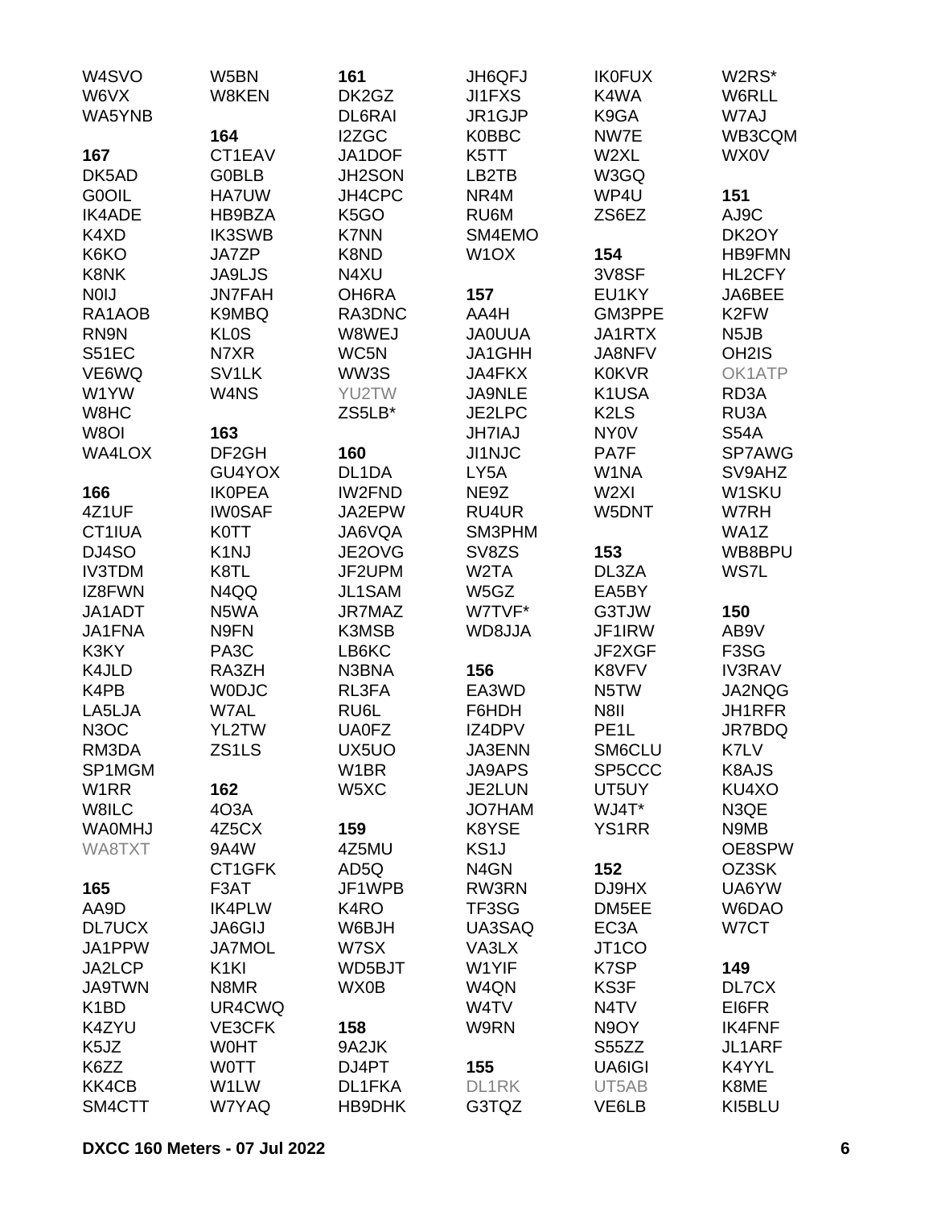W4SVO
W6VX
WA5YNB

**167**
DK5AD
G0OIL
IK4ADE
K4XD
K6KO
K8NK
N0IJ
RA1AOB
RN9N
S51EC
VE6WQ
W1YW
W8HC
W8OI
WA4LOX

**166**
4Z1UF
CT1IUA
DJ4SO
IV3TDM
IZ8FWN
JA1ADT
JA1FNA
K3KY
K4JLD
K4PB
LA5LJA
N3OC
RM3DA
SP1MGM
W1RR
W8ILC
WA0MHJ
WA8TXT

**165**
AA9D
DL7UCX
JA1PPW
JA2LCP
JA9TWN
K1BD
K4ZYU
K5JZ
K6ZZ
KK4CB
SM4CTT

W5BN
W8KEN

**164**
CT1EAV
G0BLB
HA7UW
HB9BZA
IK3SWB
JA7ZP
JA9LJS
JN7FAH
K9MBQ
KL0S
N7XR
SV1LK
W4NS

**163**
DF2GH
GU4YOX
IK0PEA
IW0SAF
K0TT
K1NJ
K8TL
N4QQ
N5WA
N9FN
PA3C
RA3ZH
W0DJC
W7AL
YL2TW
ZS1LS

**162**
4O3A
4Z5CX
9A4W
CT1GFK
F3AT
IK4PLW
JA6GIJ
JA7MOL
K1KI
N8MR
UR4CWQ
VE3CFK
W0HT
W0TT
W1LW
W7YAQ

**161**
DK2GZ
DL6RAI
I2ZGC
JA1DOF
JH2SON
JH4CPC
K5GO
K7NN
K8ND
N4XU
OH6RA
RA3DNC
W8WEJ
WC5N
WW3S
YU2TW
ZS5LB*

**160**
DL1DA
IW2FND
JA2EPW
JA6VQA
JE2OVG
JF2UPM
JL1SAM
JR7MAZ
K3MSB
LB6KC
N3BNA
RL3FA
RU6L
UA0FZ
UX5UO
W1BR
W5XC

**159**
4Z5MU
AD5Q
JF1WPB
K4RO
W6BJH
W7SX
WD5BJT
WX0B

**158**
9A2JK
DJ4PT
DL1FKA
HB9DHK

JH6QFJ
JI1FXS
JR1GJP
K0BBC
K5TT
LB2TB
NR4M
RU6M
SM4EMO
W1OX

**157**
AA4H
JA0UUA
JA1GHH
JA4FKX
JA9NLE
JE2LPC
JH7IAJ
JI1NJC
LY5A
NE9Z
RU4UR
SM3PHM
SV8ZS
W2TA
W5GZ
W7TVF*
WD8JJA

**156**
EA3WD
F6HDH
IZ4DPV
JA3ENN
JA9APS
JE2LUN
JO7HAM
K8YSE
KS1J
N4GN
RW3RN
TF3SG
UA3SAQ
VA3LX
W1YIF
W4QN
W4TV
W9RN

**155**
DL1RK
G3TQZ

IK0FUX
K4WA
K9GA
NW7E
W2XL
W3GQ
WP4U
ZS6EZ

**154**
3V8SF
EU1KY
GM3PPE
JA1RTX
JA8NFV
K0KVR
K1USA
K2LS
NY0V
PA7F
W1NA
W2XI
W5DNT

**153**
DL3ZA
EA5BY
G3TJW
JF1IRW
JF2XGF
K8VFV
N5TW
N8II
PE1L
SM6CLU
SP5CCC
UT5UY
WJ4T*
YS1RR

**152**
DJ9HX
DM5EE
EC3A
JT1CO
K7SP
KS3F
N4TV
N9OY
S55ZZ
UA6IGI
UT5AB
VE6LB

W2RS*
W6RLL
W7AJ
WB3CQM
WX0V

**151**
AJ9C
DK2OY
HB9FMN
HL2CFY
JA6BEE
K2FW
N5JB
OH2IS
OK1ATP
RD3A
RU3A
S54A
SP7AWG
SV9AHZ
W1SKU
W7RH
WA1Z
WB8BPU
WS7L

**150**
AB9V
F3SG
IV3RAV
JA2NQG
JH1RFR
JR7BDQ
K7LV
K8AJS
KU4XO
N3QE
N9MB
OE8SPW
OZ3SK
UA6YW
W6DAO
W7CT

**149**
DL7CX
EI6FR
IK4FNF
JL1ARF
K4YYL
K8ME
KI5BLU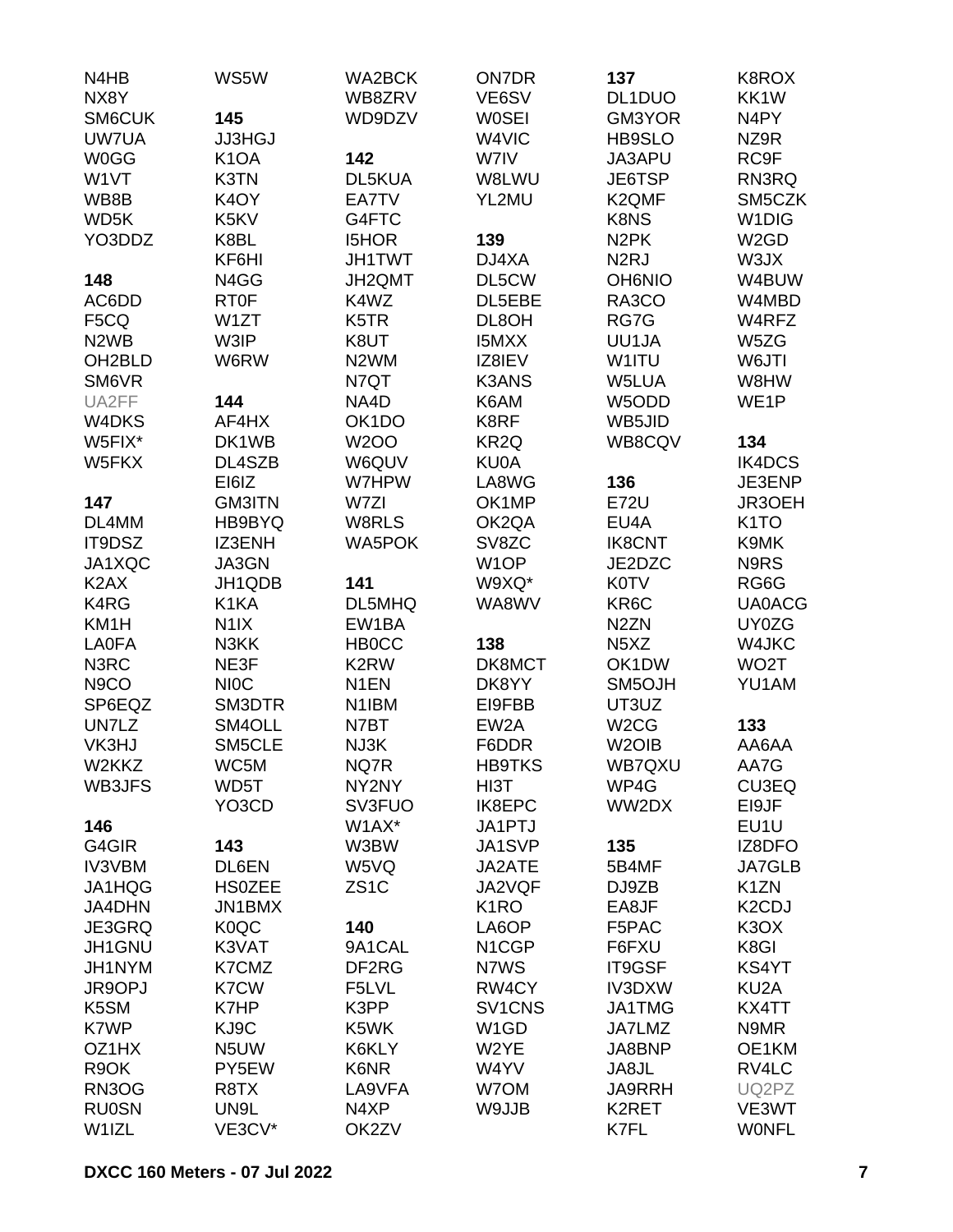N4HB
NX8Y
SM6CUK
UW7UA
W0GG
W1VT
WB8B
WD5K
YO3DDZ

**148**
AC6DD
F5CQ
N2WB
OH2BLD
SM6VR
UA2FF
W4DKS
W5FIX*
W5FKX

**147**
DL4MM
IT9DSZ
JA1XQC
K2AX
K4RG
KM1H
LA0FA
N3RC
N9CO
SP6EQZ
UN7LZ
VK3HJ
W2KKZ
WB3JFS

**146**
G4GIR
IV3VBM
JA1HQG
JA4DHN
JE3GRQ
JH1GNU
JH1NYM
JR9OPJ
K5SM
K7WP
OZ1HX
R9OK
RN3OG
RU0SN
W1IZL

WS5W

**145**
JJ3HGJ
K1OA
K3TN
K4OY
K5KV
K8BL
KF6HI
N4GG
RT0F
W1ZT
W3IP
W6RW

**144**
AF4HX
DK1WB
DL4SZB
EI6IZ
GM3ITN
HB9BYQ
IZ3ENH
JA3GN
JH1QDB
K1KA
N1IX
N3KK
NE3F
NI0C
SM3DTR
SM4OLL
SM5CLE
WC5M
WD5T
YO3CD

**143**
DL6EN
HS0ZEE
JN1BMX
K0QC
K3VAT
K7CMZ
K7CW
K7HP
KJ9C
N5UW
PY5EW
R8TX
UN9L
VE3CV*

WA2BCK
WB8ZRV
WD9DZV

**142**
DL5KUA
EA7TV
G4FTC
I5HOR
JH1TWT
JH2QMT
K4WZ
K5TR
K8UT
N2WM
N7QT
NA4D
OK1DO
W2OO
W6QUV
W7HPW
W7ZI
W8RLS
WA5POK

**141**
DL5MHQ
EW1BA
HB0CC
K2RW
N1EN
N1IBM
N7BT
NJ3K
NQ7R
NY2NY
SV3FUO
W1AX*
W3BW
W5VQ
ZS1C

**140**
9A1CAL
DF2RG
F5LVL
K3PP
K5WK
K6KLY
K6NR
LA9VFA
N4XP
OK2ZV

ON7DR
VE6SV
W0SEI
W4VIC
W7IV
W8LWU
YL2MU

**139**
DJ4XA
DL5CW
DL5EBE
DL8OH
I5MXX
IZ8IEV
K3ANS
K6AM
K8RF
KR2Q
KU0A
LA8WG
OK1MP
OK2QA
SV8ZC
W1OP
W9XQ*
WA8WV

**138**
DK8MCT
DK8YY
EI9FBB
EW2A
F6DDR
HB9TKS
HI3T
IK8EPC
JA1PTJ
JA1SVP
JA2ATE
JA2VQF
K1RO
LA6OP
N1CGP
N7WS
RW4CY
SV1CNS
W1GD
W2YE
W4YV
W7OM
W9JJB

**137**
DL1DUO
GM3YOR
HB9SLO
JA3APU
JE6TSP
K2QMF
K8NS
N2PK
N2RJ
OH6NIO
RA3CO
RG7G
UU1JA
W1ITU
W5LUA
W5ODD
WB5JID
WB8CQV

**136**
E72U
EU4A
IK8CNT
JE2DZC
K0TV
KR6C
N2ZN
N5XZ
OK1DW
SM5OJH
UT3UZ
W2CG
W2OIB
WB7QXU
WP4G
WW2DX

**135**
5B4MF
DJ9ZB
EA8JF
F5PAC
F6FXU
IT9GSF
IV3DXW
JA1TMG
JA7LMZ
JA8BNP
JA8JL
JA9RRH
K2RET
K7FL

K8ROX
KK1W
N4PY
NZ9R
RC9F
RN3RQ
SM5CZK
W1DIG
W2GD
W3JX
W4BUW
W4MBD
W4RFZ
W5ZG
W6JTI
W8HW
WE1P

**134**
IK4DCS
JE3ENP
JR3OEH
K1TO
K9MK
N9RS
RG6G
UA0ACG
UY0ZG
W4JKC
WO2T
YU1AM

**133**
AA6AA
AA7G
CU3EQ
EI9JF
EU1U
IZ8DFO
JA7GLB
K1ZN
K2CDJ
K3OX
K8GI
KS4YT
KU2A
KX4TT
N9MR
OE1KM
RV4LC
UQ2PZ
VE3WT
W0NFL

**DXCC 160 Meters - 07 Jul 2022**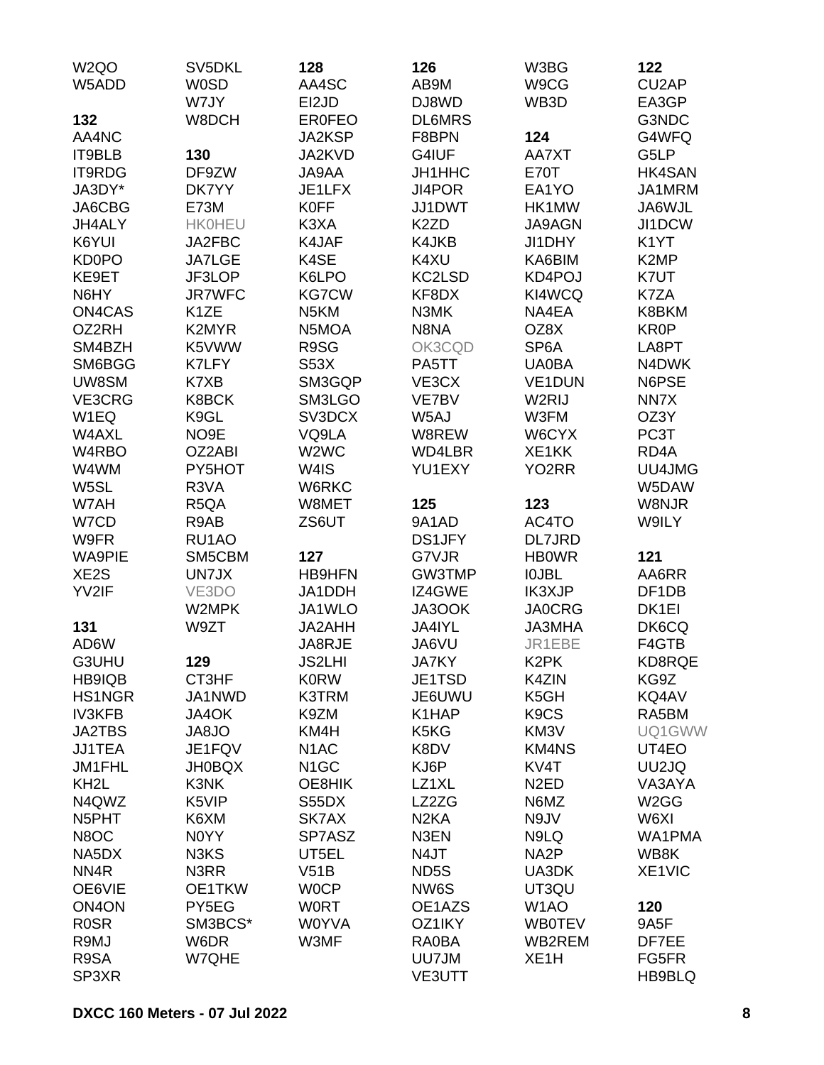W2QO
W5ADD

**132**
AA4NC
IT9BLB
IT9RDG
JA3DY*
JA6CBG
JH4ALY
K6YUI
KD0PO
KE9ET
N6HY
ON4CAS
OZ2RH
SM4BZH
SM6BGG
UW8SM
VE3CRG
W1EQ
W4AXL
W4RBO
W4WM
W5SL
W7AH
W7CD
W9FR
WA9PIE
XE2S
YV2IF

**131**
AD6W
G3UHU
HB9IQB
HS1NGR
IV3KFB
JA2TBS
JJ1TEA
JM1FHL
KH2L
N4QWZ
N5PHT
N8OC
NA5DX
NN4R
OE6VIE
ON4ON
R0SR
R9MJ
R9SA
SP3XR

SV5DKL
W0SD
W7JY
W8DCH

**130**
DF9ZW
DK7YY
E73M
HK0HEU
JA2FBC
JA7LGE
JF3LOP
JR7WFC
K1ZE
K2MYR
K5VWW
K7LFY
K7XB
K8BCK
K9GL
NO9E
OZ2ABI
PY5HOT
R3VA
R5QA
R9AB
RU1AO
SM5CBM
UN7JX
VE3DO
W2MPK
W9ZT

**129**
CT3HF
JA1NWD
JA4OK
JA8JO
JE1FQV
JH0BQX
K3NK
K5VIP
K6XM
N0YY
N3KS
N3RR
OE1TKW
PY5EG
SM3BCS*
W6DR
W7QHE

**128**
AA4SC
EI2JD
ER0FEO
JA2KSP
JA2KVD
JA9AA
JE1LFX
K0FF
K3XA
K4JAF
K4SE
K6LPO
KG7CW
N5KM
N5MOA
R9SG
S53X
SM3GQP
SM3LGO
SV3DCX
VQ9LA
W2WC
W4IS
W6RKC
W8MET
ZS6UT

**127**
HB9HFN
JA1DDH
JA1WLO
JA2AHH
JA8RJE
JS2LHI
K0RW
K3TRM
K9ZM
KM4H
N1AC
N1GC
OE8HIK
S55DX
SK7AX
SP7ASZ
UT5EL
V51B
W0CP
W0RT
W0YVA
W3MF

**126**
AB9M
DJ8WD
DL6MRS
F8BPN
G4IUF
JH1HHC
JI4POR
JJ1DWT
K2ZD
K4JKB
K4XU
KC2LSD
KF8DX
N3MK
N8NA
OK3CQD
PA5TT
VE3CX
VE7BV
W5AJ
W8REW
WD4LBR
YU1EXY

**125**
9A1AD
DS1JFY
G7VJR
GW3TMP
IZ4GWE
JA3OOK
JA4IYL
JA6VU
JA7KY
JE1TSD
JE6UWU
K1HAP
K5KG
K8DV
KJ6P
LZ1XL
LZ2ZG
N2KA
N3EN
N4JT
ND5S
NW6S
OE1AZS
OZ1IKY
RA0BA
UU7JM
VE3UTT

W3BG
W9CG
WB3D

**124**
AA7XT
E70T
EA1YO
HK1MW
JA9AGN
JI1DHY
KA6BIM
KD4POJ
KI4WCQ
NA4EA
OZ8X
SP6A
UA0BA
VE1DUN
W2RIJ
W3FM
W6CYX
XE1KK
YO2RR

**123**
AC4TO
DL7JRD
HB0WR
I0JBL
IK3XJP
JA0CRG
JA3MHA
JR1EBE
K2PK
K4ZIN
K5GH
K9CS
KM3V
KM4NS
KV4T
N2ED
N6MZ
N9JV
N9LQ
NA2P
UA3DK
UT3QU
W1AO
WB0TEV
WB2REM
XE1H

**122**
CU2AP
EA3GP
G3NDC
G4WFQ
G5LP
HK4SAN
JA1MRM
JA6WJL
JI1DCW
K1YT
K2MP
K7UT
K7ZA
K8BKM
KR0P
LA8PT
N4DWK
N6PSE
NN7X
OZ3Y
PC3T
RD4A
UU4JMG
W5DAW
W8NJR
W9ILY

**121**
AA6RR
DF1DB
DK1EI
DK6CQ
F4GTB
KD8RQE
KG9Z
KQ4AV
RA5BM
UQ1GWW
UT4EO
UU2JQ
VA3AYA
W2GG
W6XI
WA1PMA
WB8K
XE1VIC

**120**
9A5F
DF7EE
FG5FR
HB9BLQ

**DXCC 160 Meters - 07 Jul 2022**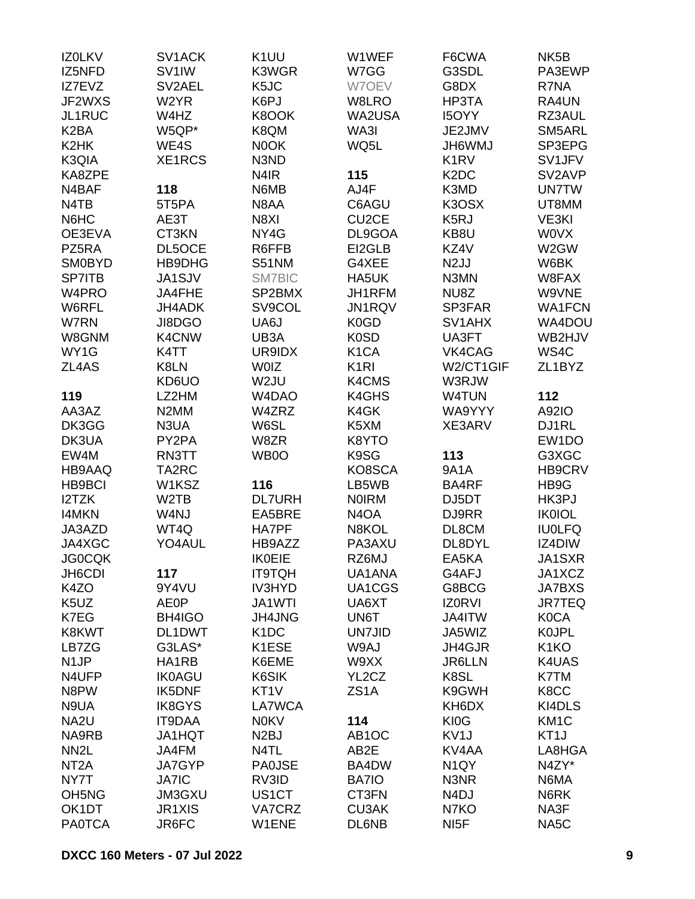IZ0LKV
IZ5NFD
IZ7EVZ
JF2WXS
JL1RUC
K2BA
K2HK
K3QIA
KA8ZPE
N4BAF
N4TB
N6HC
OE3EVA
PZ5RA
SM0BYD
SP7ITB
W4PRO
W6RFL
W7RN
W8GNM
WY1G
ZL4AS

**119**

AA3AZ
DK3GG
DK3UA
EW4M
HB9AAQ
HB9BCI
I2TZK
I4MKN
JA3AZD
JA4XGC
JG0CQK
JH6CDI
K4ZO
K5UZ
K7EG
K8KWT
LB7ZG
N1JP
N4UFP
N8PW
N9UA
NA2U
NA9RB
NN2L
NT2A
NY7T
OH5NG
OK1DT
PA0TCA

SV1ACK
SV1IW
SV2AEL
W2YR
W4HZ
W5QP*
WE4S
XE1RCS

**118**

5T5PA
AE3T
CT3KN
DL5OCE
HB9DHG
JA1SJV
JA4FHE
JH4ADK
JI8DGO
K4CNW
K4TT
K8LN
KD6UO
LZ2HM
N2MM
N3UA
PY2PA
RN3TT
TA2RC
W1KSZ
W2TB
W4NJ
WT4Q
YO4AUL

**117**

9Y4VU
AE0P
BH4IGO
DL1DWT
G3LAS*
HA1RB
IK0AGU
IK5DNF
IK8GYS
IT9DAA
JA1HQT
JA4FM
JA7GYP
JA7IC
JM3GXU
JR1XIS
JR6FC

K1UU
K3WGR
K5JC
K6PJ
K8OOK
K8QM
N0OK
N3ND
N4IR
N6MB
N8AA
N8XI
NY4G
R6FFB
S51NM
SM7BIC
SP2BMX
SV9COL
UA6J
UB3A
UR9IDX
W0IZ
W2JU
W4DAO
W4ZRZ
W6SL
W8ZR
WB0O

**116**

DL7URH
EA5BRE
HA7PF
HB9AZZ
IK0EIE
IT9TQH
IV3HYD
JA1WTI
JH4JNG
K1DC
K1ESE
K6EME
K6SIK
KT1V
LA7WCA
N0KV
N2BJ
N4TL
PA0JSE
RV3ID
US1CT
VA7CRZ
W1ENE

W1WEF
W7GG
W7OEV
W8LRO
WA2USA
WA3I
WQ5L

**115**

AJ4F
C6AGU
CU2CE
DL9GOA
EI2GLB
G4XEE
HA5UK
JH1RFM
JN1RQV
K0GD
K0SD
K1CA
K1RI
K4CMS
K4GHS
K4GK
K5XM
K8YTO
K9SG
KO8SCA
LB5WB
N0IRM
N4OA
N8KOL
PA3AXU
RZ6MJ
UA1ANA
UA1CGS
UA6XT
UN6T
UN7JID
W9AJ
W9XX
YL2CZ
ZS1A

**114**

AB1OC
AB2E
BA4DW
BA7IO
CT3FN
CU3AK
DL6NB

F6CWA
G3SDL
G8DX
HP3TA
I5OYY
JE2JMV
JH6WMJ
K1RV
K2DC
K3MD
K3OSX
K5RJ
KB8U
KZ4V
N2JJ
N3MN
NU8Z
SP3FAR
SV1AHX
UA3FT
VK4CAG
W2/CT1GIF
W3RJW
W4TUN
WA9YYY
XE3ARV

**113**

9A1A
BA4RF
DJ5DT
DJ9RR
DL8CM
DL8DYL
EA5KA
G4AFJ
G8BCG
IZ0RVI
JA4ITW
JA5WIZ
JH4GJR
JR6LLN
K8SL
K9GWH
KH6DX
KI0G
KV1J
KV4AA
N1QY
N3NR
N4DJ
N7KO
NI5F

NK5B
PA3EWP
R7NA
RA4UN
RZ3AUL
SM5ARL
SP3EPG
SV1JFV
SV2AVP
UN7TW
UT8MM
VE3KI
W0VX
W2GW
W6BK
W8FAX
W9VNE
WA1FCN
WA4DOU
WB2HJV
WS4C
ZL1BYZ

**112**

A92IO
DJ1RL
EW1DO
G3XGC
HB9CRV
HB9G
HK3PJ
IK0IOL
IU0LFQ
IZ4DIW
JA1SXR
JA1XCZ
JA7BXS
JR7TEQ
K0CA
K0JPL
K1KO
K4UAS
K7TM
K8CC
KI4DLS
KM1C
KT1J
LA8HGA
N4ZY*
N6MA
N6RK
NA3F
NA5C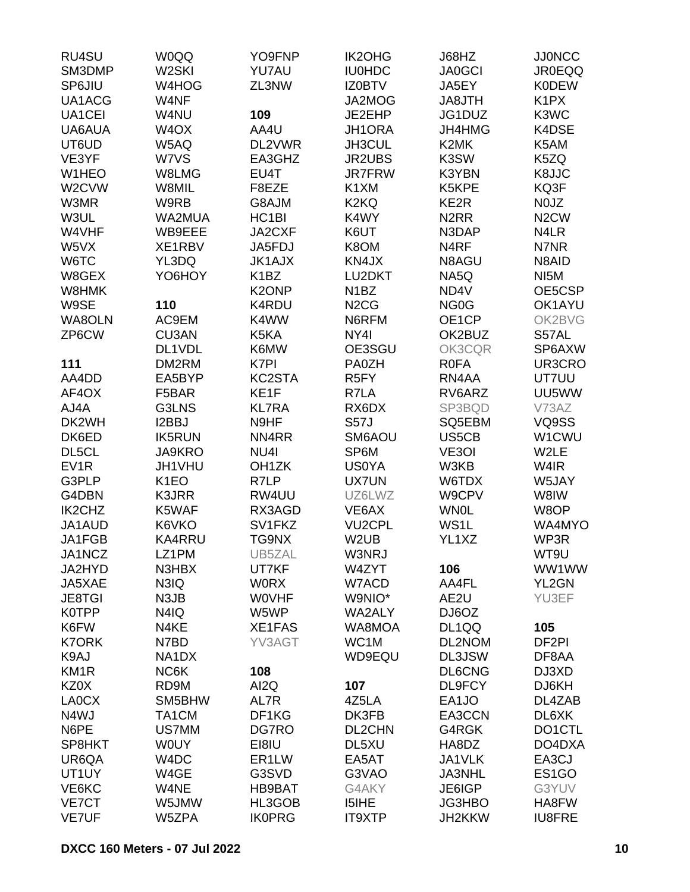RU4SU
SM3DMP
SP6JIU
UA1ACG
UA1CEI
UA6AUA
UT6UD
VE3YF
W1HEO
W2CVW
W3MR
W3UL
W4VHF
W5VX
W6TC
W8GEX
W8HMK
W9SE
WA8OLN
ZP6CW

**111**
AA4DD
AF4OX
AJ4A
DK2WH
DK6ED
DL5CL
EV1R
G3PLP
G4DBN
IK2CHZ
JA1AUD
JA1FGB
JA1NCZ
JA2HYD
JA5XAE
JE8TGI
K0TPP
K6FW
K7ORK
K9AJ
KM1R
KZ0X
LA0CX
N4WJ
N6PE
SP8HKT
UR6QA
UT1UY
VE6KC
VE7CT
VE7UF

W0QQ
W2SKI
W4HOG
W4NF
W4NU
W4OX
W5AQ
W7VS
W8LMG
W8MIL
W9RB
WA2MUA
WB9EEE
XE1RBV
YL3DQ
YO6HOY

**110**
AC9EM
CU3AN
DL1VDL
DM2RM
EA5BYP
F5BAR
G3LNS
I2BBJ
IK5RUN
JA9KRO
JH1VHU
K1EO
K3JRR
K5WAF
K6VKO
KA4RRU
LZ1PM
N3HBX
N3IQ
N3JB
N4IQ
N4KE
N7BD
NA1DX
NC6K
RD9M
SM5BHW
TA1CM
US7MM
W0UY
W4DC
W4GE
W4NE
W5JMW
W5ZPA

YO9FNP
YU7AU
ZL3NW

**109**
AA4U
DL2VWR
EA3GHZ
EU4T
F8EZE
G8AJM
HC1BI
JA2CXF
JA5FDJ
JK1AJX
K1BZ
K2ONP
K4RDU
K4WW
K5KA
K6MW
K7PI
KC2STA
KE1F
KL7RA
N9HF
NN4RR
NU4I
OH1ZK
R7LP
RW4UU
RX3AGD
SV1FKZ
TG9NX
UB5ZAL
UT7KF
W0RX
W0VHF
W5WP
XE1FAS
YV3AGT

**108**
AI2Q
AL7R
DF1KG
DG7RO
EI8IU
ER1LW
G3SVD
HB9BAT
HL3GOB
IK0PRG

IK2OHG
IU0HDC
IZ0BTV
JA2MOG
JE2EHP
JH1ORA
JH3CUL
JR2UBS
JR7FRW
K1XM
K2KQ
K4WY
K6UT
K8OM
KN4JX
LU2DKT
N1BZ
N2CG
N6RFM
NY4I
OE3SGU
PA0ZH
R5FY
R7LA
RX6DX
S57J
SM6AOU
SP6M
US0YA
UX7UN
UZ6LWZ
VE6AX
VU2CPL
W2UB
W3NRJ
W4ZYT
W7ACD
W9NIO*
WA2ALY
WA8MOA
WC1M
WD9EQU

**107**
4Z5LA
DK3FB
DL2CHN
DL5XU
EA5AT
G3VAO
G4AKY
I5IHE
IT9XTP

J68HZ
JA0GCI
JA5EY
JA8JTH
JG1DUZ
JH4HMG
K2MK
K3SW
K3YBN
K5KPE
KE2R
N2RR
N3DAP
N4RF
N8AGU
NA5Q
ND4V
NG0G
OE1CP
OK2BUZ
OK3CQR
R0FA
RN4AA
RV6ARZ
SP3BQD
SQ5EBM
US5CB
VE3OI
W3KB
W6TDX
W9CPV
WN0L
WS1L
YL1XZ

**106**
AA4FL
AE2U
DJ6OZ
DL1QQ
DL2NOM
DL3JSW
DL6CNG
DL9FCY
EA1JO
EA3CCN
G4RGK
HA8DZ
JA1VLK
JA3NHL
JE6IGP
JG3HBO
JH2KKW

JJ0NCC
JR0EQQ
K0DEW
K1PX
K3WC
K4DSE
K5AM
K5ZQ
K8JJC
KQ3F
N0JZ
N2CW
N4LR
N7NR
N8AID
NI5M
OE5CSP
OK1AYU
OK2BVG
S57AL
SP6AXW
UR3CRO
UT7UU
UU5WW
V73AZ
VQ9SS
W1CWU
W2LE
W4IR
W5JAY
W8IW
W8OP
WA4MYO
WP3R
WT9U
WW1WW
YL2GN
YU3EF

**105**
DF2PI
DF8AA
DJ3XD
DJ6KH
DL4ZAB
DL6XK
DO1CTL
DO4DXA
EA3CJ
ES1GO
G3YUV
HA8FW
IU8FRE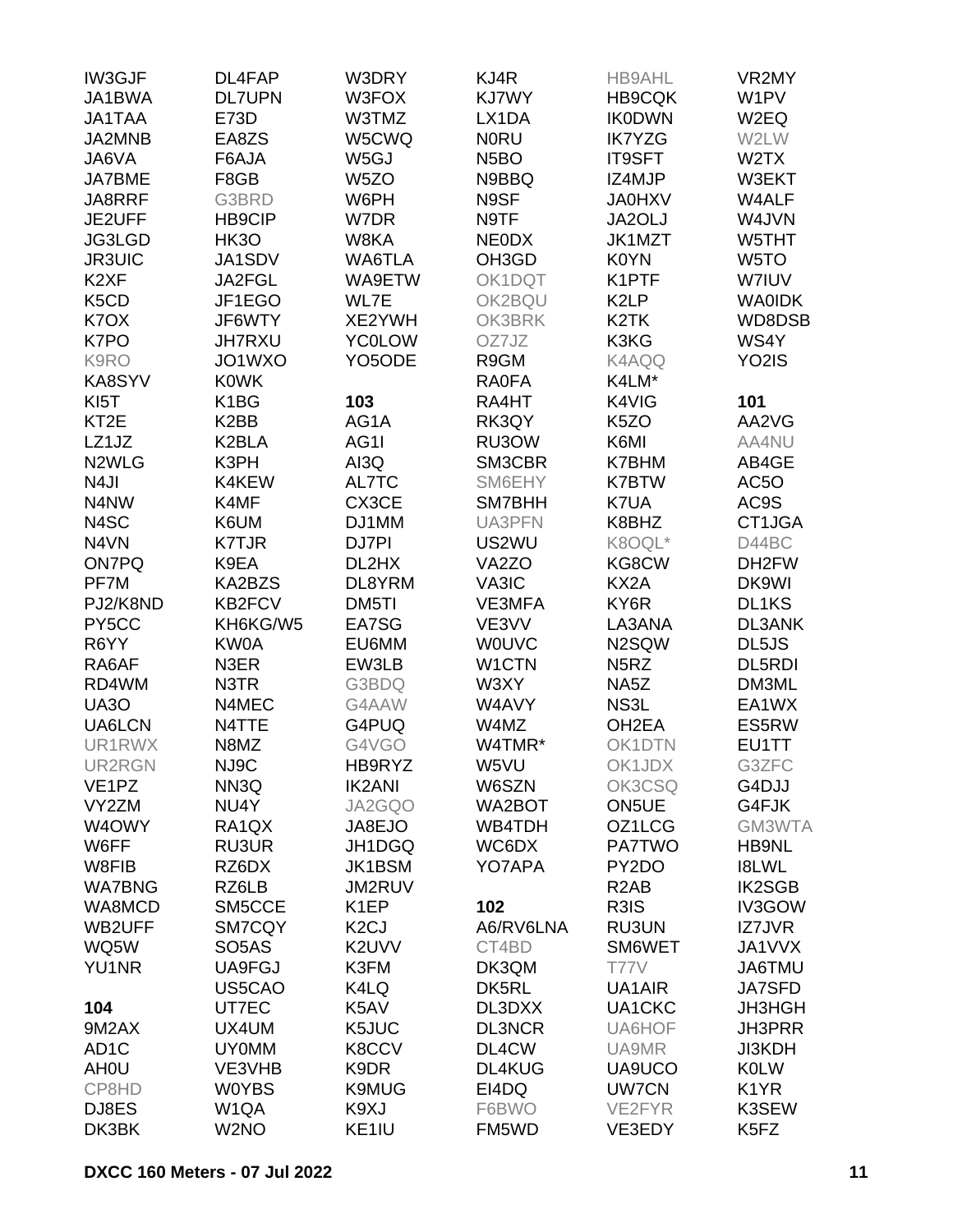IW3GJF
JA1BWA
JA1TAA
JA2MNB
JA6VA
JA7BME
JA8RRF
JE2UFF
JG3LGD
JR3UIC
K2XF
K5CD
K7OX
K7PO
K9RO
KA8SYV
KI5T
KT2E
LZ1JZ
N2WLG
N4JI
N4NW
N4SC
N4VN
ON7PQ
PF7M
PJ2/K8ND
PY5CC
R6YY
RA6AF
RD4WM
UA3O
UA6LCN
UR1RWX
UR2RGN
VE1PZ
VY2ZM
W4OWY
W6FF
W8FIB
WA7BNG
WA8MCD
WB2UFF
WQ5W
YU1NR

**104**

9M2AX
AD1C
AH0U
CP8HD
DJ8ES
DK3BK

DL4FAP
DL7UPN
E73D
EA8ZS
F6AJA
F8GB
G3BRD
HB9CIP
HK3O
JA1SDV
JA2FGL
JF1EGO
JF6WTY
JH7RXU
JO1WXO
K0WK
K1BG
K2BB
K2BLA
K3PH
K4KEW
K4MF
K6UM
K7TJR
K9EA
KA2BZS
KB2FCV
KH6KG/W5
KW0A
N3ER
N3TR
N4MEC
N4TTE
N8MZ
NJ9C
NN3Q
NU4Y
RA1QX
RU3UR
RZ6DX
RZ6LB
SM5CCE
SM7CQY
SO5AS
UA9FGJ
US5CAO
UT7EC
UX4UM
UY0MM
VE3VHB
W0YBS
W1QA
W2NO

W3DRY
W3FOX
W3TMZ
W5CWQ
W5GJ
W5ZO
W6PH
W7DR
W8KA
WA6TLA
WA9ETW
WL7E
XE2YWH
YC0LOW
YO5ODE

**103**

AG1A
AG1I
AI3Q
AL7TC
CX3CE
DJ1MM
DJ7PI
DL2HX
DL8YRM
DM5TI
EA7SG
EU6MM
EW3LB
G3BDQ
G4AAW
G4PUQ
G4VGO
HB9RYZ
IK2ANI
JA2GQO
JA8EJO
JH1DGQ
JK1BSM
JM2RUV
K1EP
K2CJ
K2UVV
K3FM
K4LQ
K5AV
K5JUC
K8CCV
K9DR
K9MUG
K9XJ
KE1IU

KJ4R
KJ7WY
LX1DA
N0RU
N5BO
N9BBQ
N9SF
N9TF
NE0DX
OH3GD
OK1DQT
OK2BQU
OK3BRK
OZ7JZ
R9GM
RA0FA
RA4HT
RK3QY
RU3OW
SM3CBR
SM6EHY
SM7BHH
UA3PFN
US2WU
VA2ZO
VA3IC
VE3MFA
VE3VV
W0UVC
W1CTN
W3XY
W4AVY
W4MZ
W4TMR*
W5VU
W6SZN
WA2BOT
WB4TDH
WC6DX
YO7APA

**102**

A6/RV6LNA
CT4BD
DK3QM
DK5RL
DL3DXX
DL3NCR
DL4CW
DL4KUG
EI4DQ
F6BWO
FM5WD

HB9AHL
HB9CQK
IK0DWN
IK7YZG
IT9SFT
IZ4MJP
JA0HXV
JA2OLJ
JK1MZT
K0YN
K1PTF
K2LP
K2TK
K3KG
K4AQQ
K4LM*
K4VIG
K5ZO
K6MI
K7BHM
K7BTW
K7UA
K8BHZ
K8OQL*
KG8CW
KX2A
KY6R
LA3ANA
N2SQW
N5RZ
NA5Z
NS3L
OH2EA
OK1DTN
OK1JDX
OK3CSQ
ON5UE
OZ1LCG
PA7TWO
PY2DO
R2AB
R3IS
RU3UN
SM6WET
T77V
UA1AIR
UA1CKC
UA6HOF
UA9MR
UA9UCO
UW7CN
VE2FYR
VE3EDY

VR2MY
W1PV
W2EQ
W2LW
W2TX
W3EKT
W4ALF
W4JVN
W5THT
W5TO
W7IUV
WA0IDK
WD8DSB
WS4Y
YO2IS

**101**

AA2VG
AA4NU
AB4GE
AC5O
AC9S
CT1JGA
D44BC
DH2FW
DK9WI
DL1KS
DL3ANK
DL5JS
DL5RDI
DM3ML
EA1WX
ES5RW
EU1TT
G3ZFC
G4DJJ
G4FJK
GM3WTA
HB9NL
I8LWL
IK2SGB
IV3GOW
IZ7JVR
JA1VVX
JA6TMU
JA7SFD
JH3HGH
JH3PRR
JI3KDH
K0LW
K1YR
K3SEW
K5FZ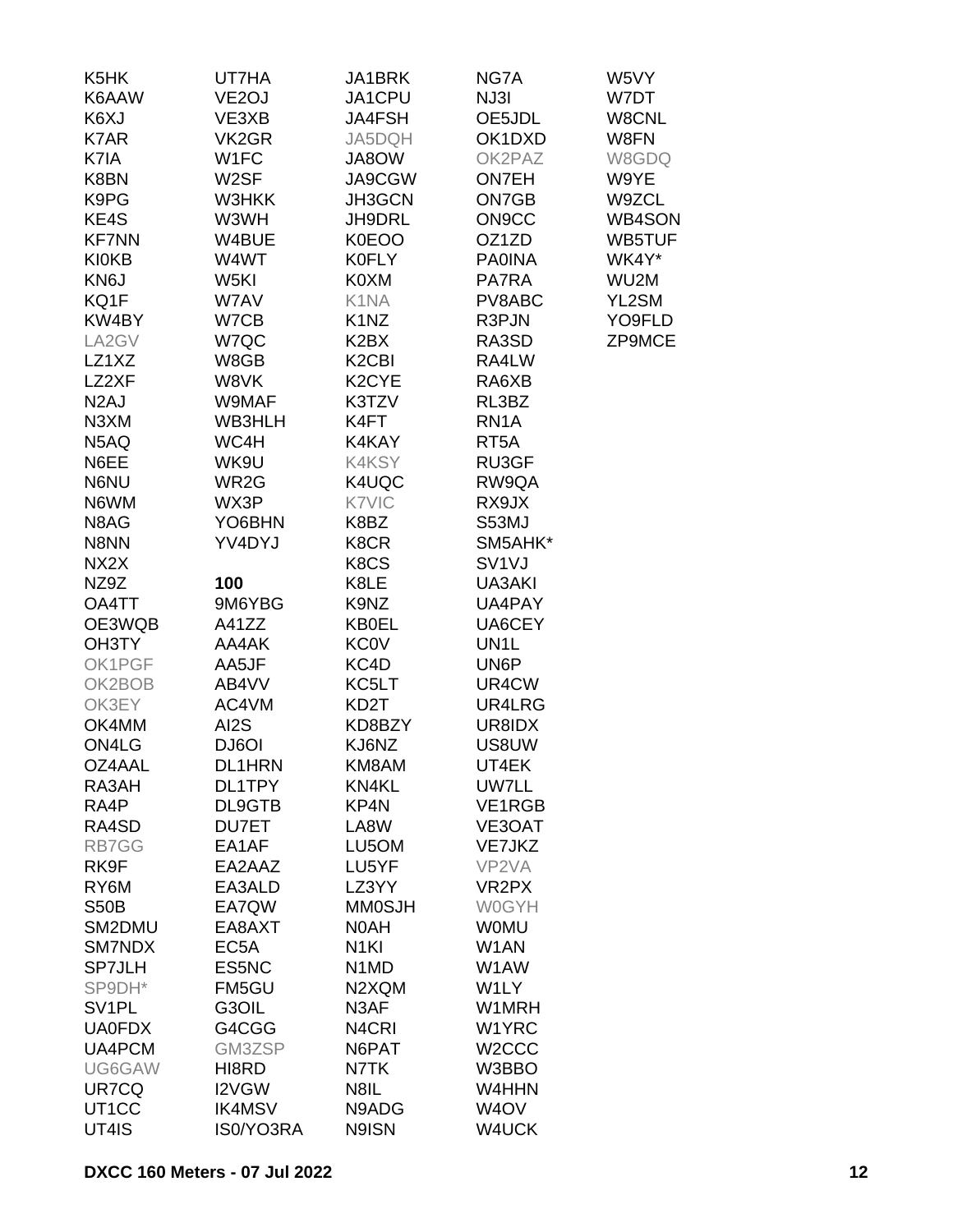K5HK
K6AAW
K6XJ
K7AR
K7IA
K8BN
K9PG
KE4S
KF7NN
KI0KB
KN6J
KQ1F
KW4BY
LA2GV
LZ1XZ
LZ2XF
N2AJ
N3XM
N5AQ
N6EE
N6NU
N6WM
N8AG
N8NN
NX2X
NZ9Z
OA4TT
OE3WQB
OH3TY
OK1PGF
OK2BOB
OK3EY
OK4MM
ON4LG
OZ4AAL
RA3AH
RA4P
RA4SD
RB7GG
RK9F
RY6M
S50B
SM2DMU
SM7NDX
SP7JLH
SP9DH*
SV1PL
UA0FDX
UA4PCM
UG6GAW
UR7CQ
UT1CC
UT4IS
UT7HA
VE2OJ
VE3XB
VK2GR
W1FC
W2SF
W3HKK
W3WH
W4BUE
W4WT
W5KI
W7AV
W7CB
W7QC
W8GB
W8VK
W9MAF
WB3HLH
WC4H
WK9U
WR2G
WX3P
YO6BHN
YV4DYJ

**100**

9M6YBG
A41ZZ
AA4AK
AA5JF
AB4VV
AC4VM
AI2S
DJ6OI
DL1HRN
DL1TPY
DL9GTB
DU7ET
EA1AF
EA2AAZ
EA3ALD
EA7QW
EA8AXT
EC5A
ES5NC
FM5GU
G3OIL
G4CGG
GM3ZSP
HI8RD
I2VGW
IK4MSV
IS0/YO3RA
JA1BRK
JA1CPU
JA4FSH
JA5DQH
JA8OW
JA9CGW
JH3GCN
JH9DRL
K0EOO
K0FLY
K0XM
K1NA
K1NZ
K2BX
K2CBI
K2CYE
K3TZV
K4FT
K4KAY
K4KSY
K4UQC
K7VIC
K8BZ
K8CR
K8CS
K8LE
K9NZ
KB0EL
KC0V
KC4D
KC5LT
KD2T
KD8BZY
KJ6NZ
KM8AM
KN4KL
KP4N
LA8W
LU5OM
LU5YF
LZ3YY
MM0SJH
N0AH
N1KI
N1MD
N2XQM
N3AF
N4CRI
N6PAT
N7TK
N8IL
N9ADG
N9ISN
NG7A
NJ3I
OE5JDL
OK1DXD
OK2PAZ
ON7EH
ON7GB
ON9CC
OZ1ZD
PA0INA
PA7RA
PV8ABC
R3PJN
RA3SD
RA4LW
RA6XB
RL3BZ
RN1A
RT5A
RU3GF
RW9QA
RX9JX
S53MJ
SM5AHK*
SV1VJ
UA3AKI
UA4PAY
UA6CEY
UN1L
UN6P
UR4CW
UR4LRG
UR8IDX
US8UW
UT4EK
UW7LL
VE1RGB
VE3OAT
VE7JKZ
VP2VA
VR2PX
W0GYH
W0MU
W1AN
W1AW
W1LY
W1MRH
W1YRC
W2CCC
W3BBO
W4HHN
W4OV
W4UCK
W5VY
W7DT
W8CNL
W8FN
W8GDQ
W9YE
W9ZCL
WB4SON
WB5TUF
WK4Y*
WU2M
YL2SM
YO9FLD
ZP9MCE